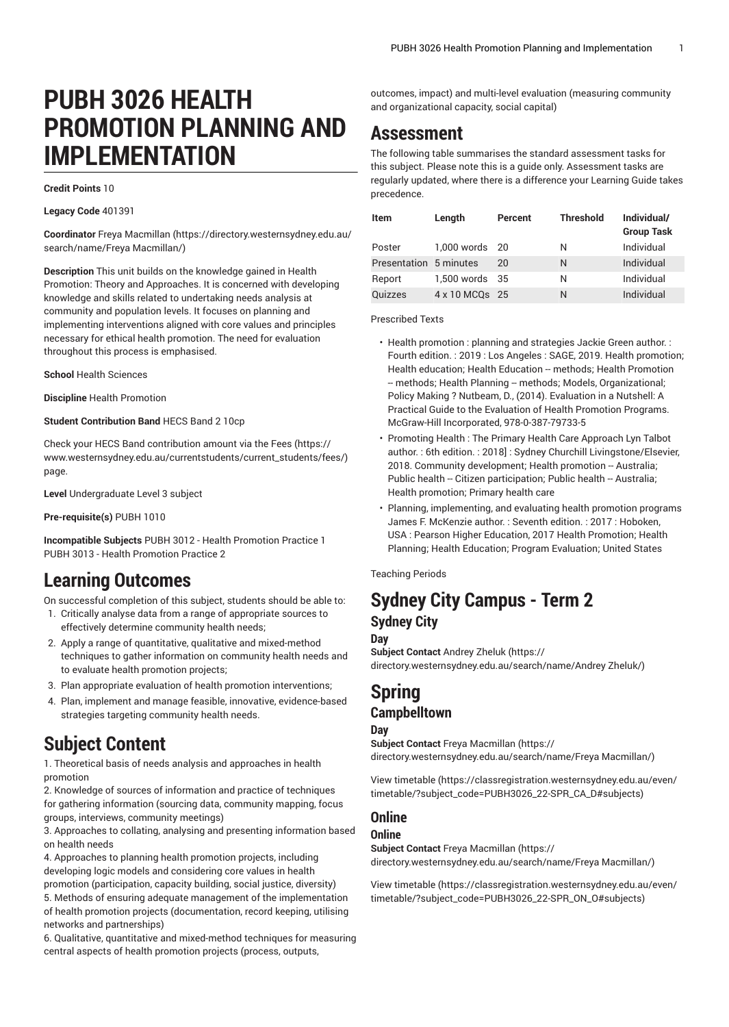# PUBH 3026 HEALTH PROMOTION PLANNING AND IMPLEMENTATION

**Credit Points** 10

**Legacy Code** 401391

**Coordinator** Freya Macmillan (https://directory.westernsydney.edu.au/search/name/Freya Macmillan/)

**Description** This unit builds on the knowledge gained in Health Promotion: Theory and Approaches. It is concerned with developing knowledge and skills related to undertaking needs analysis at community and population levels. It focuses on planning and implementing interventions aligned with core values and principles necessary for ethical health promotion. The need for evaluation throughout this process is emphasised.

**School** Health Sciences

**Discipline** Health Promotion

**Student Contribution Band** HECS Band 2 10cp

Check your HECS Band contribution amount via the Fees (https://www.westernsydney.edu.au/currentstudents/current_students/fees/) page.

**Level** Undergraduate Level 3 subject

**Pre-requisite(s)** PUBH 1010

**Incompatible Subjects** PUBH 3012 - Health Promotion Practice 1 PUBH 3013 - Health Promotion Practice 2

## Learning Outcomes

On successful completion of this subject, students should be able to:

1. Critically analyse data from a range of appropriate sources to effectively determine community health needs;
2. Apply a range of quantitative, qualitative and mixed-method techniques to gather information on community health needs and to evaluate health promotion projects;
3. Plan appropriate evaluation of health promotion interventions;
4. Plan, implement and manage feasible, innovative, evidence-based strategies targeting community health needs.

## Subject Content

1. Theoretical basis of needs analysis and approaches in health promotion
2. Knowledge of sources of information and practice of techniques for gathering information (sourcing data, community mapping, focus groups, interviews, community meetings)
3. Approaches to collating, analysing and presenting information based on health needs
4. Approaches to planning health promotion projects, including developing logic models and considering core values in health promotion (participation, capacity building, social justice, diversity)
5. Methods of ensuring adequate management of the implementation of health promotion projects (documentation, record keeping, utilising networks and partnerships)
6. Qualitative, quantitative and mixed-method techniques for measuring central aspects of health promotion projects (process, outputs, outcomes, impact) and multi-level evaluation (measuring community and organizational capacity, social capital)

## Assessment

The following table summarises the standard assessment tasks for this subject. Please note this is a guide only. Assessment tasks are regularly updated, where there is a difference your Learning Guide takes precedence.

| Item | Length | Percent | Threshold | Individual/ Group Task |
|---|---|---|---|---|
| Poster | 1,000 words | 20 | N | Individual |
| Presentation | 5 minutes | 20 | N | Individual |
| Report | 1,500 words | 35 | N | Individual |
| Quizzes | 4 x 10 MCQs | 25 | N | Individual |

Prescribed Texts

- Health promotion : planning and strategies Jackie Green author. : Fourth edition. : 2019 : Los Angeles : SAGE, 2019. Health promotion; Health education; Health Education -- methods; Health Promotion -- methods; Health Planning -- methods; Models, Organizational; Policy Making ? Nutbeam, D., (2014). Evaluation in a Nutshell: A Practical Guide to the Evaluation of Health Promotion Programs. McGraw-Hill Incorporated, 978-0-387-79733-5
- Promoting Health : The Primary Health Care Approach Lyn Talbot author. : 6th edition. : 2018] : Sydney Churchill Livingstone/Elsevier, 2018. Community development; Health promotion -- Australia; Public health -- Citizen participation; Public health -- Australia; Health promotion; Primary health care
- Planning, implementing, and evaluating health promotion programs James F. McKenzie author. : Seventh edition. : 2017 : Hoboken, USA : Pearson Higher Education, 2017 Health Promotion; Health Planning; Health Education; Program Evaluation; United States

Teaching Periods

## Sydney City Campus - Term 2

### Sydney City

#### Day

**Subject Contact** Andrey Zheluk (https://directory.westernsydney.edu.au/search/name/Andrey Zheluk/)

## Spring

### Campbelltown

#### Day

**Subject Contact** Freya Macmillan (https://directory.westernsydney.edu.au/search/name/Freya Macmillan/)

View timetable (https://classregistration.westernsydney.edu.au/even/timetable/?subject_code=PUBH3026_22-SPR_CA_D#subjects)

### Online

#### Online

**Subject Contact** Freya Macmillan (https://directory.westernsydney.edu.au/search/name/Freya Macmillan/)

View timetable (https://classregistration.westernsydney.edu.au/even/timetable/?subject_code=PUBH3026_22-SPR_ON_O#subjects)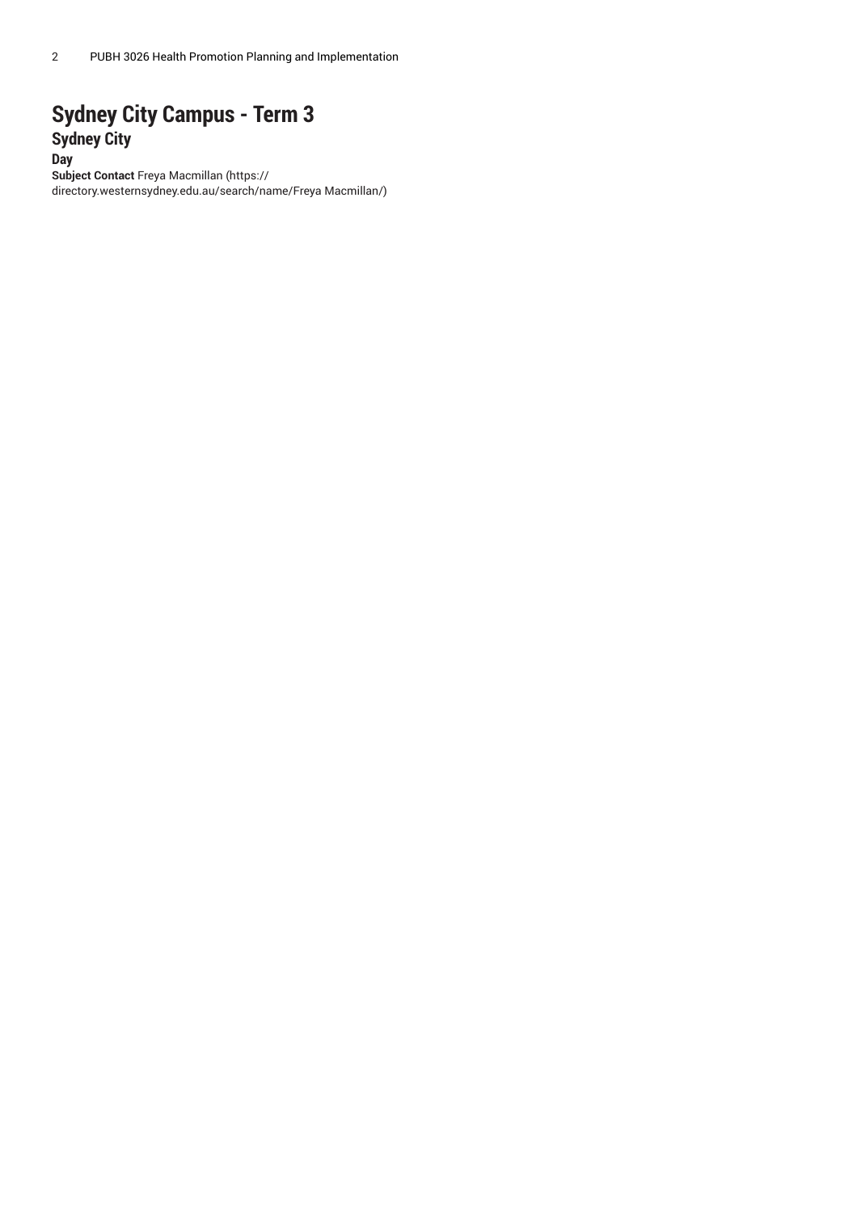## Sydney City Campus - Term 3

### Sydney City

#### Day

**Subject Contact** Freya Macmillan (https://directory.westernsydney.edu.au/search/name/Freya Macmillan/)